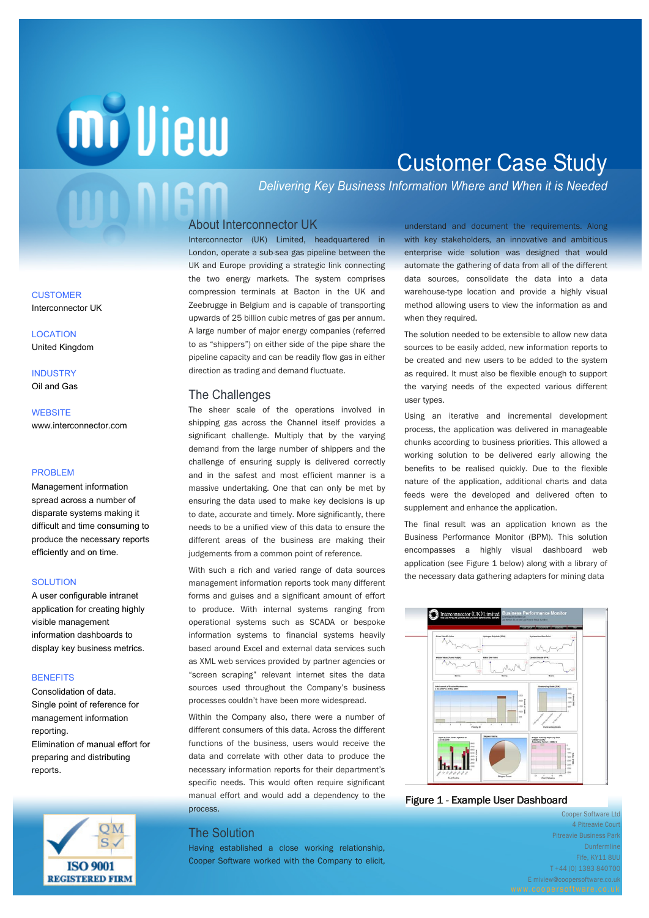# Customer Case Study

*Delivering Key Business Information Where and When it is Needed*

CUSTOMER
Interconnector UK

LOCATION
United Kingdom

INDUSTRY
Oil and Gas

WEBSITE
www.interconnector.com

PROBLEM
Management information spread across a number of disparate systems making it difficult and time consuming to produce the necessary reports efficiently and on time.

SOLUTION
A user configurable intranet application for creating highly visible management information dashboards to display key business metrics.

BENEFITS
Consolidation of data.
Single point of reference for management information reporting.
Elimination of manual effort for preparing and distributing reports.

## About Interconnector UK

Interconnector (UK) Limited, headquartered in London, operate a sub-sea gas pipeline between the UK and Europe providing a strategic link connecting the two energy markets. The system comprises compression terminals at Bacton in the UK and Zeebrugge in Belgium and is capable of transporting upwards of 25 billion cubic metres of gas per annum. A large number of major energy companies (referred to as "shippers") on either side of the pipe share the pipeline capacity and can be readily flow gas in either direction as trading and demand fluctuate.

## The Challenges

The sheer scale of the operations involved in shipping gas across the Channel itself provides a significant challenge. Multiply that by the varying demand from the large number of shippers and the challenge of ensuring supply is delivered correctly and in the safest and most efficient manner is a massive undertaking. One that can only be met by ensuring the data used to make key decisions is up to date, accurate and timely. More significantly, there needs to be a unified view of this data to ensure the different areas of the business are making their judgements from a common point of reference.

With such a rich and varied range of data sources management information reports took many different forms and guises and a significant amount of effort to produce. With internal systems ranging from operational systems such as SCADA or bespoke information systems to financial systems heavily based around Excel and external data services such as XML web services provided by partner agencies or "screen scraping" relevant internet sites the data sources used throughout the Company's business processes couldn't have been more widespread.

Within the Company also, there were a number of different consumers of this data. Across the different functions of the business, users would receive the data and correlate with other data to produce the necessary information reports for their department's specific needs. This would often require significant manual effort and would add a dependency to the process.

## The Solution

Having established a close working relationship, Cooper Software worked with the Company to elicit, understand and document the requirements. Along with key stakeholders, an innovative and ambitious enterprise wide solution was designed that would automate the gathering of data from all of the different data sources, consolidate the data into a data warehouse-type location and provide a highly visual method allowing users to view the information as and when they required.

The solution needed to be extensible to allow new data sources to be easily added, new information reports to be created and new users to be added to the system as required. It must also be flexible enough to support the varying needs of the expected various different user types.

Using an iterative and incremental development process, the application was delivered in manageable chunks according to business priorities. This allowed a working solution to be delivered early allowing the benefits to be realised quickly. Due to the flexible nature of the application, additional charts and data feeds were the developed and delivered often to supplement and enhance the application.

The final result was an application known as the Business Performance Monitor (BPM). This solution encompasses a highly visual dashboard web application (see Figure 1 below) along with a library of the necessary data gathering adapters for mining data

**Figure 1 - Example User Dashboard**

Cooper Software Ltd
4 Pitreavie Court
Pitreavie Business Park
Dunfermline
Fife, KY11 8UU
T +44 (0) 1383 840700
E miview@coopersoftware.co.uk
www.coopersoftware.co.uk

ISO 9001 REGISTERED FIRM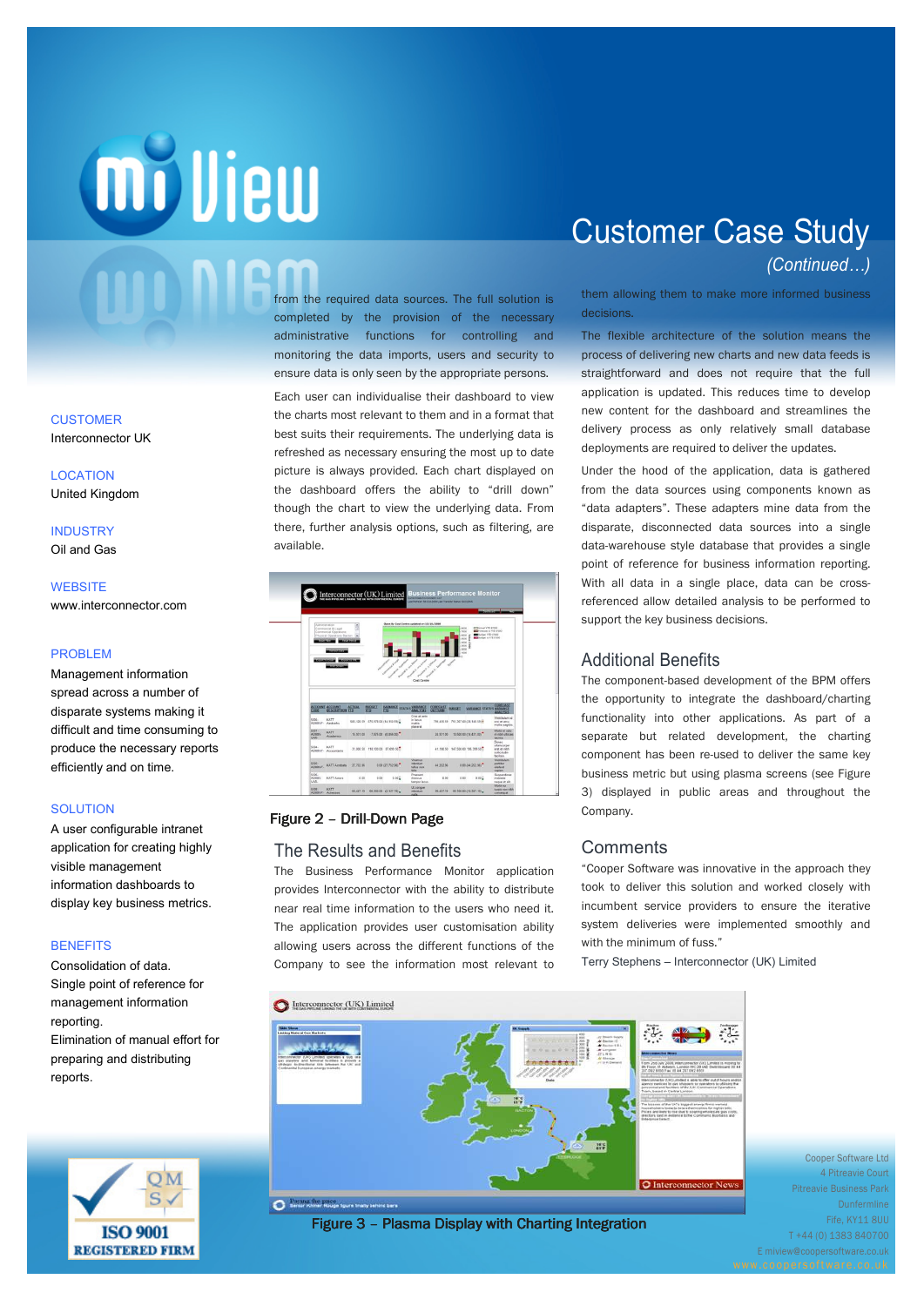# Customer Case Study

*(Continued…)*

**CUSTOMER**
Interconnector UK

**LOCATION**
United Kingdom

**INDUSTRY**
Oil and Gas

**WEBSITE**
www.interconnector.com

**PROBLEM**
Management information spread across a number of disparate systems making it difficult and time consuming to produce the necessary reports efficiently and on time.

**SOLUTION**
A user configurable intranet application for creating highly visible management information dashboards to display key business metrics.

**BENEFITS**
Consolidation of data.
Single point of reference for management information reporting.
Elimination of manual effort for preparing and distributing reports.

from the required data sources. The full solution is completed by the provision of the necessary administrative functions for controlling and monitoring the data imports, users and security to ensure data is only seen by the appropriate persons.

Each user can individualise their dashboard to view the charts most relevant to them and in a format that best suits their requirements. The underlying data is refreshed as necessary ensuring the most up to date picture is always provided. Each chart displayed on the dashboard offers the ability to "drill down" though the chart to view the underlying data. From there, further analysis options, such as filtering, are available.

Figure 2 – Drill-Down Page

## The Results and Benefits

The Business Performance Monitor application provides Interconnector with the ability to distribute near real time information to the users who need it. The application provides user customisation ability allowing users across the different functions of the Company to see the information most relevant to them allowing them to make more informed business decisions.

The flexible architecture of the solution means the process of delivering new charts and new data feeds is straightforward and does not require that the full application is updated. This reduces time to develop new content for the dashboard and streamlines the delivery process as only relatively small database deployments are required to deliver the updates.

Under the hood of the application, data is gathered from the data sources using components known as "data adapters". These adapters mine data from the disparate, disconnected data sources into a single data-warehouse style database that provides a single point of reference for business information reporting. With all data in a single place, data can be cross-referenced allow detailed analysis to be performed to support the key business decisions.

## Additional Benefits

The component-based development of the BPM offers the opportunity to integrate the dashboard/charting functionality into other applications. As part of a separate but related development, the charting component has been re-used to deliver the same key business metric but using plasma screens (see Figure 3) displayed in public areas and throughout the Company.

## Comments

"Cooper Software was innovative in the approach they took to deliver this solution and worked closely with incumbent service providers to ensure the iterative system deliveries were implemented smoothly and with the minimum of fuss."

Terry Stephens – Interconnector (UK) Limited

Figure 3 – Plasma Display with Charting Integration

ISO 9001
REGISTERED FIRM

Cooper Software Ltd
4 Pitreavie Court
Pitreavie Business Park
Dunfermline
Fife, KY11 8UU
T +44 (0) 1383 840700
E miview@coopersoftware.co.uk
www.coopersoftware.co.uk